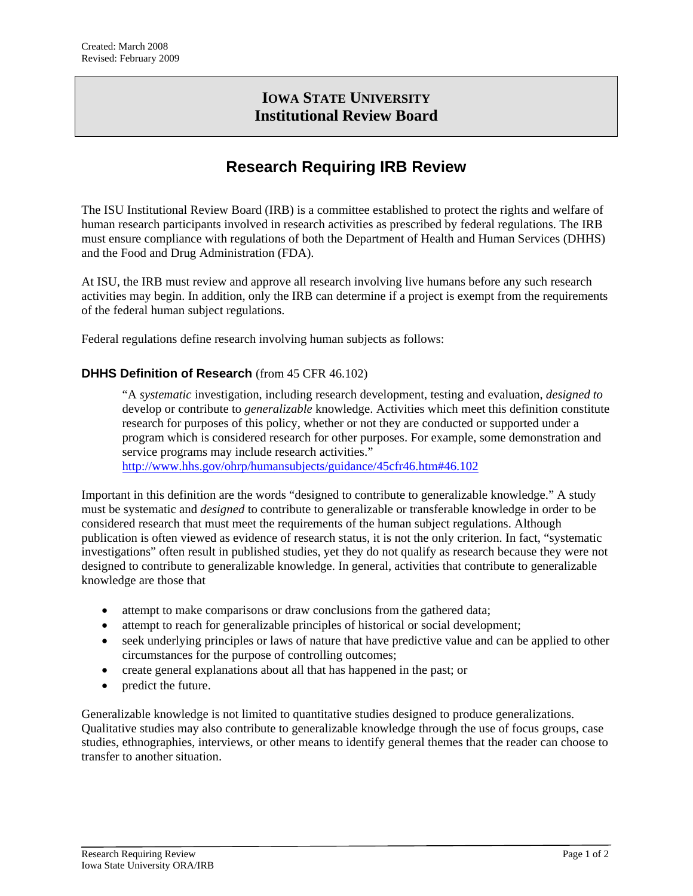Created: March 2008
Revised: February 2009

# IOWA STATE UNIVERSITY
# Institutional Review Board

## Research Requiring IRB Review

The ISU Institutional Review Board (IRB) is a committee established to protect the rights and welfare of human research participants involved in research activities as prescribed by federal regulations. The IRB must ensure compliance with regulations of both the Department of Health and Human Services (DHHS) and the Food and Drug Administration (FDA).

At ISU, the IRB must review and approve all research involving live humans before any such research activities may begin. In addition, only the IRB can determine if a project is exempt from the requirements of the federal human subject regulations.

Federal regulations define research involving human subjects as follows:

### DHHS Definition of Research (from 45 CFR 46.102)

> "A *systematic* investigation, including research development, testing and evaluation, *designed to* develop or contribute to *generalizable* knowledge. Activities which meet this definition constitute research for purposes of this policy, whether or not they are conducted or supported under a program which is considered research for other purposes. For example, some demonstration and service programs may include research activities."
> http://www.hhs.gov/ohrp/humansubjects/guidance/45cfr46.htm#46.102

Important in this definition are the words "designed to contribute to generalizable knowledge." A study must be systematic and *designed* to contribute to generalizable or transferable knowledge in order to be considered research that must meet the requirements of the human subject regulations. Although publication is often viewed as evidence of research status, it is not the only criterion. In fact, "systematic investigations" often result in published studies, yet they do not qualify as research because they were not designed to contribute to generalizable knowledge. In general, activities that contribute to generalizable knowledge are those that

- attempt to make comparisons or draw conclusions from the gathered data;
- attempt to reach for generalizable principles of historical or social development;
- seek underlying principles or laws of nature that have predictive value and can be applied to other circumstances for the purpose of controlling outcomes;
- create general explanations about all that has happened in the past; or
- predict the future.

Generalizable knowledge is not limited to quantitative studies designed to produce generalizations. Qualitative studies may also contribute to generalizable knowledge through the use of focus groups, case studies, ethnographies, interviews, or other means to identify general themes that the reader can choose to transfer to another situation.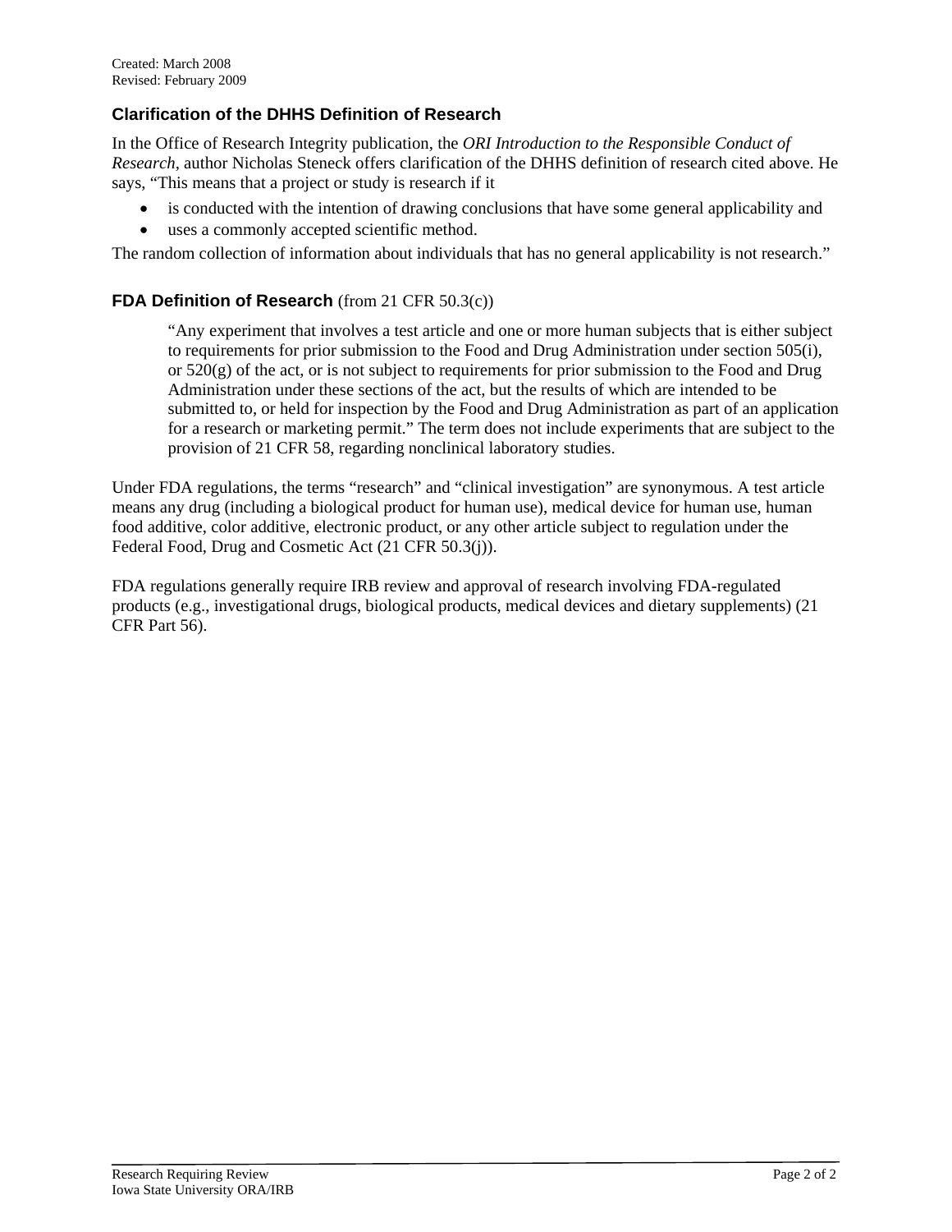Created: March 2008
Revised: February 2009

### Clarification of the DHHS Definition of Research

In the Office of Research Integrity publication, the *ORI Introduction to the Responsible Conduct of Research*, author Nicholas Steneck offers clarification of the DHHS definition of research cited above. He says, "This means that a project or study is research if it

- is conducted with the intention of drawing conclusions that have some general applicability and
- uses a commonly accepted scientific method.

The random collection of information about individuals that has no general applicability is not research."

### **FDA Definition of Research** (from 21 CFR 50.3(c))

> "Any experiment that involves a test article and one or more human subjects that is either subject to requirements for prior submission to the Food and Drug Administration under section 505(i), or 520(g) of the act, or is not subject to requirements for prior submission to the Food and Drug Administration under these sections of the act, but the results of which are intended to be submitted to, or held for inspection by the Food and Drug Administration as part of an application for a research or marketing permit." The term does not include experiments that are subject to the provision of 21 CFR 58, regarding nonclinical laboratory studies.

Under FDA regulations, the terms "research" and "clinical investigation" are synonymous. A test article means any drug (including a biological product for human use), medical device for human use, human food additive, color additive, electronic product, or any other article subject to regulation under the Federal Food, Drug and Cosmetic Act (21 CFR 50.3(j)).

FDA regulations generally require IRB review and approval of research involving FDA-regulated products (e.g., investigational drugs, biological products, medical devices and dietary supplements) (21 CFR Part 56).